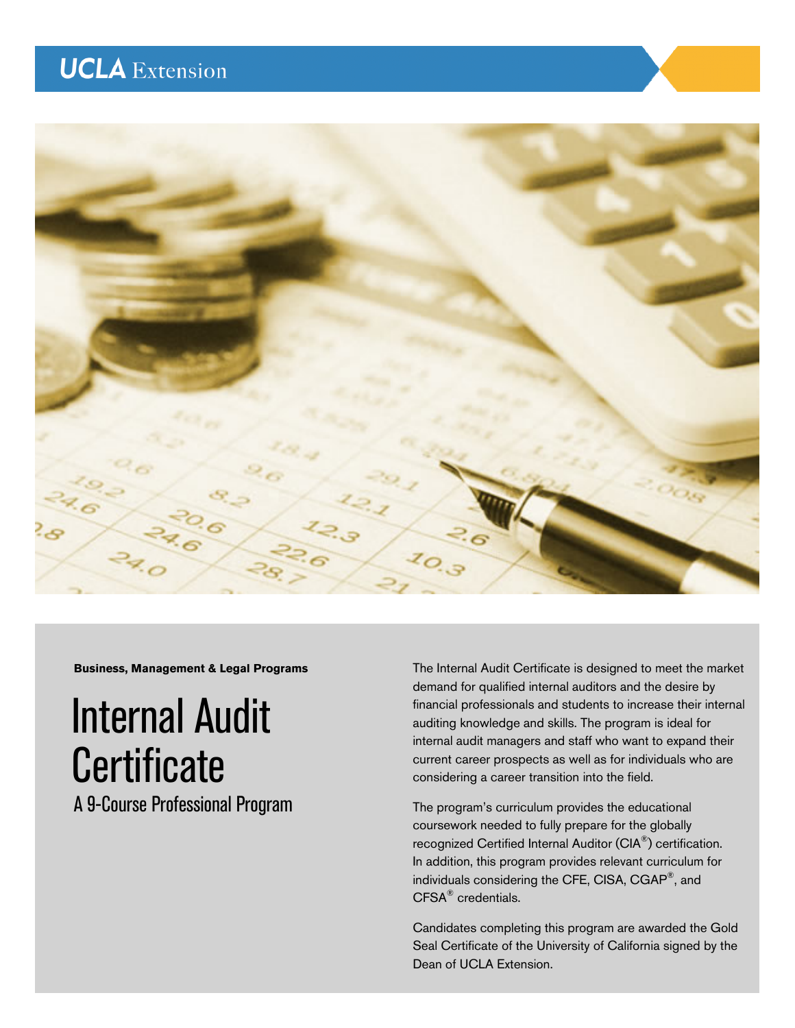UCLA Extension

**Business, Management & Legal Programs**

# Internal Audit Certificate

## A 9-Course Professional Program

The Internal Audit Certificate is designed to meet the market demand for qualified internal auditors and the desire by financial professionals and students to increase their internal auditing knowledge and skills. The program is ideal for internal audit managers and staff who want to expand their current career prospects as well as for individuals who are considering a career transition into the field.

The program's curriculum provides the educational coursework needed to fully prepare for the globally recognized Certified Internal Auditor (CIA®) certification. In addition, this program provides relevant curriculum for individuals considering the CFE, CISA, CGAP®, and CFSA® credentials.

Candidates completing this program are awarded the Gold Seal Certificate of the University of California signed by the Dean of UCLA Extension.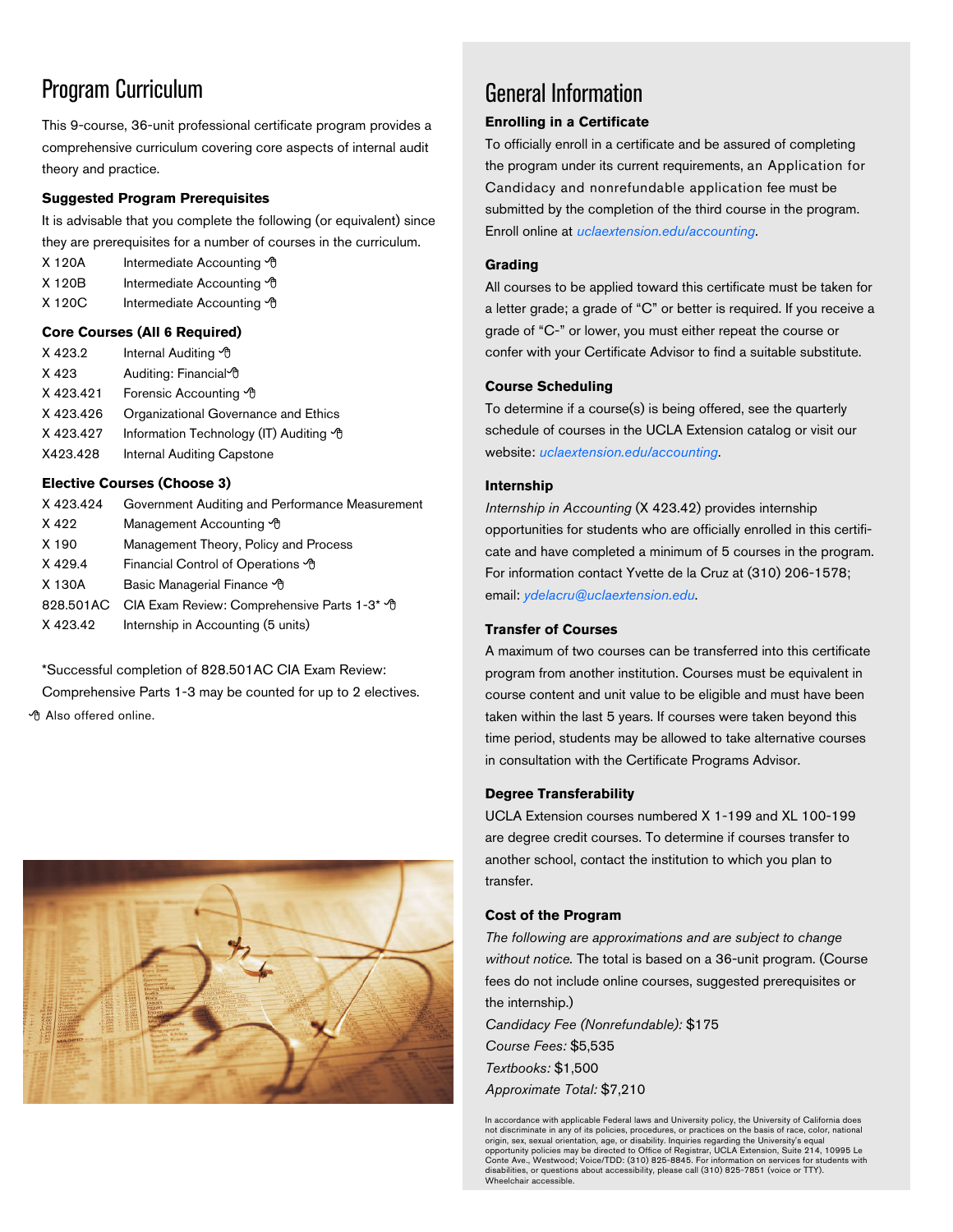## Program Curriculum

This 9-course, 36-unit professional certificate program provides a comprehensive curriculum covering core aspects of internal audit theory and practice.

### Suggested Program Prerequisites

It is advisable that you complete the following (or equivalent) since they are prerequisites for a number of courses in the curriculum.

| | |
|---|---|
| X 120A | Intermediate Accounting 🖱 |
| X 120B | Intermediate Accounting 🖱 |
| X 120C | Intermediate Accounting 🖱 |

### Core Courses (All 6 Required)

| | |
|---|---|
| X 423.2 | Internal Auditing 🖱 |
| X 423 | Auditing: Financial 🖱 |
| X 423.421 | Forensic Accounting 🖱 |
| X 423.426 | Organizational Governance and Ethics |
| X 423.427 | Information Technology (IT) Auditing 🖱 |
| X423.428 | Internal Auditing Capstone |

### Elective Courses (Choose 3)

| | |
|---|---|
| X 423.424 | Government Auditing and Performance Measurement |
| X 422 | Management Accounting 🖱 |
| X 190 | Management Theory, Policy and Process |
| X 429.4 | Financial Control of Operations 🖱 |
| X 130A | Basic Managerial Finance 🖱 |
| 828.501AC | CIA Exam Review: Comprehensive Parts 1-3* 🖱 |
| X 423.42 | Internship in Accounting (5 units) |

*Successful completion of 828.501AC CIA Exam Review: Comprehensive Parts 1-3 may be counted for up to 2 electives.

🖱 Also offered online.

## General Information

### Enrolling in a Certificate

To officially enroll in a certificate and be assured of completing the program under its current requirements, an Application for Candidacy and nonrefundable application fee must be submitted by the completion of the third course in the program. Enroll online at *uclaextension.edu/accounting*.

### Grading

All courses to be applied toward this certificate must be taken for a letter grade; a grade of "C" or better is required. If you receive a grade of "C-" or lower, you must either repeat the course or confer with your Certificate Advisor to find a suitable substitute.

### Course Scheduling

To determine if a course(s) is being offered, see the quarterly schedule of courses in the UCLA Extension catalog or visit our website: *uclaextension.edu/accounting*.

### Internship

*Internship in Accounting* (X 423.42) provides internship opportunities for students who are officially enrolled in this certificate and have completed a minimum of 5 courses in the program. For information contact Yvette de la Cruz at (310) 206-1578; email: *ydelacru@uclaextension.edu*.

### Transfer of Courses

A maximum of two courses can be transferred into this certificate program from another institution. Courses must be equivalent in course content and unit value to be eligible and must have been taken within the last 5 years. If courses were taken beyond this time period, students may be allowed to take alternative courses in consultation with the Certificate Programs Advisor.

### Degree Transferability

UCLA Extension courses numbered X 1-199 and XL 100-199 are degree credit courses. To determine if courses transfer to another school, contact the institution to which you plan to transfer.

### Cost of the Program

*The following are approximations and are subject to change without notice.* The total is based on a 36-unit program. (Course fees do not include online courses, suggested prerequisites or the internship.)

*Candidacy Fee (Nonrefundable):* $175
*Course Fees:* $5,535
*Textbooks:* $1,500
*Approximate Total:* $7,210

In accordance with applicable Federal laws and University policy, the University of California does not discriminate in any of its policies, procedures, or practices on the basis of race, color, national origin, sex, sexual orientation, age, or disability. Inquiries regarding the University's equal opportunity policies may be directed to Office of Registrar, UCLA Extension, Suite 214, 10995 Le Conte Ave., Westwood; Voice/TDD: (310) 825-8845. For information on services for students with disabilities, or questions about accessibility, please call (310) 825-7851 (voice or TTY). Wheelchair accessible.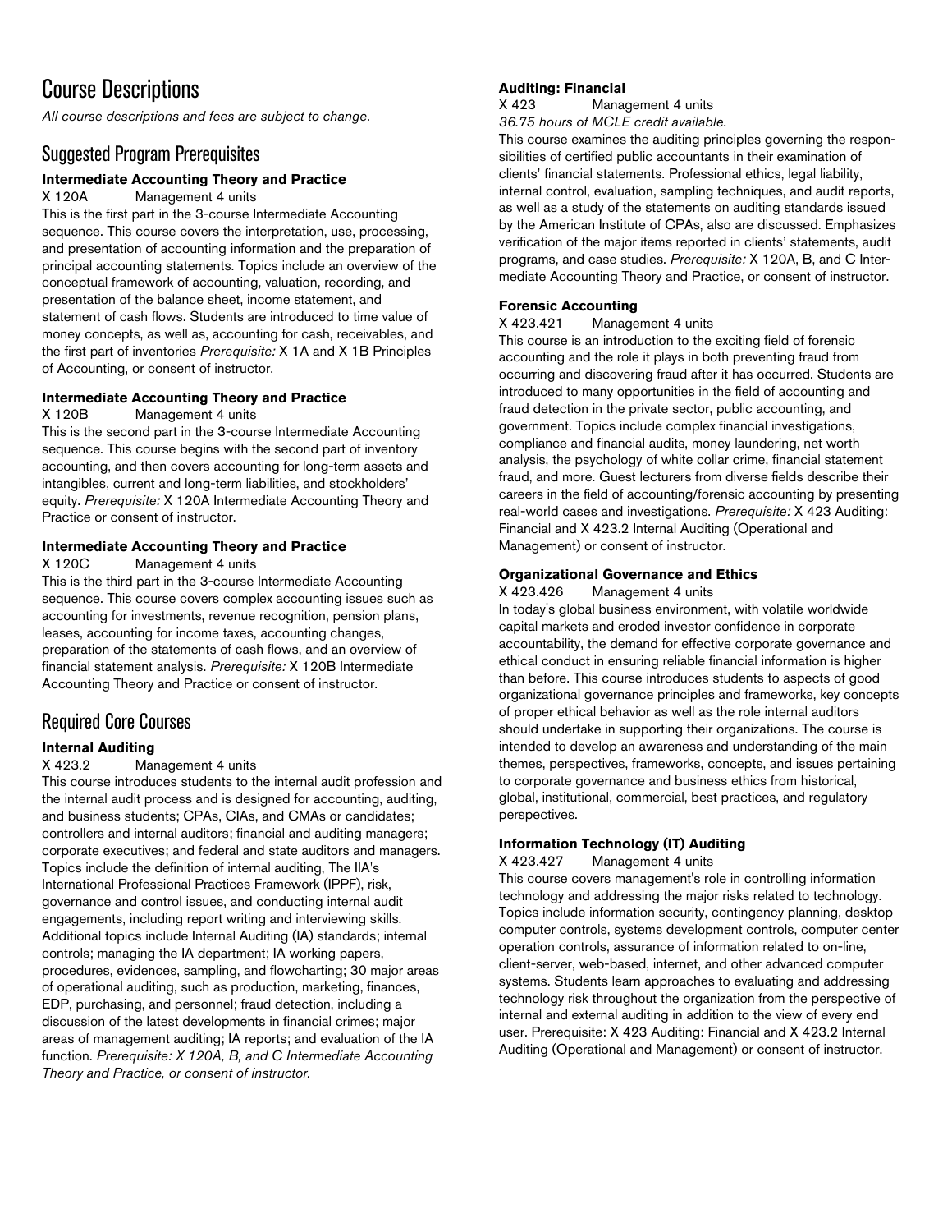# Course Descriptions

*All course descriptions and fees are subject to change.*

## Suggested Program Prerequisites

### Intermediate Accounting Theory and Practice

X 120A Management 4 units

This is the first part in the 3-course Intermediate Accounting sequence. This course covers the interpretation, use, processing, and presentation of accounting information and the preparation of principal accounting statements. Topics include an overview of the conceptual framework of accounting, valuation, recording, and presentation of the balance sheet, income statement, and statement of cash flows. Students are introduced to time value of money concepts, as well as, accounting for cash, receivables, and the first part of inventories *Prerequisite:* X 1A and X 1B Principles of Accounting, or consent of instructor.

### Intermediate Accounting Theory and Practice

X 120B Management 4 units

This is the second part in the 3-course Intermediate Accounting sequence. This course begins with the second part of inventory accounting, and then covers accounting for long-term assets and intangibles, current and long-term liabilities, and stockholders' equity. *Prerequisite:* X 120A Intermediate Accounting Theory and Practice or consent of instructor.

### Intermediate Accounting Theory and Practice

X 120C Management 4 units

This is the third part in the 3-course Intermediate Accounting sequence. This course covers complex accounting issues such as accounting for investments, revenue recognition, pension plans, leases, accounting for income taxes, accounting changes, preparation of the statements of cash flows, and an overview of financial statement analysis. *Prerequisite:* X 120B Intermediate Accounting Theory and Practice or consent of instructor.

## Required Core Courses

### Internal Auditing

X 423.2 Management 4 units

This course introduces students to the internal audit profession and the internal audit process and is designed for accounting, auditing, and business students; CPAs, CIAs, and CMAs or candidates; controllers and internal auditors; financial and auditing managers; corporate executives; and federal and state auditors and managers. Topics include the definition of internal auditing, The IIA's International Professional Practices Framework (IPPF), risk, governance and control issues, and conducting internal audit engagements, including report writing and interviewing skills. Additional topics include Internal Auditing (IA) standards; internal controls; managing the IA department; IA working papers, procedures, evidences, sampling, and flowcharting; 30 major areas of operational auditing, such as production, marketing, finances, EDP, purchasing, and personnel; fraud detection, including a discussion of the latest developments in financial crimes; major areas of management auditing; IA reports; and evaluation of the IA function. *Prerequisite: X 120A, B, and C Intermediate Accounting Theory and Practice, or consent of instructor.*

### Auditing: Financial

X 423 Management 4 units

*36.75 hours of MCLE credit available.*

This course examines the auditing principles governing the responsibilities of certified public accountants in their examination of clients' financial statements. Professional ethics, legal liability, internal control, evaluation, sampling techniques, and audit reports, as well as a study of the statements on auditing standards issued by the American Institute of CPAs, also are discussed. Emphasizes verification of the major items reported in clients' statements, audit programs, and case studies. *Prerequisite:* X 120A, B, and C Intermediate Accounting Theory and Practice, or consent of instructor.

### Forensic Accounting

X 423.421 Management 4 units

This course is an introduction to the exciting field of forensic accounting and the role it plays in both preventing fraud from occurring and discovering fraud after it has occurred. Students are introduced to many opportunities in the field of accounting and fraud detection in the private sector, public accounting, and government. Topics include complex financial investigations, compliance and financial audits, money laundering, net worth analysis, the psychology of white collar crime, financial statement fraud, and more. Guest lecturers from diverse fields describe their careers in the field of accounting/forensic accounting by presenting real-world cases and investigations. *Prerequisite:* X 423 Auditing: Financial and X 423.2 Internal Auditing (Operational and Management) or consent of instructor.

### Organizational Governance and Ethics

X 423.426 Management 4 units

In today's global business environment, with volatile worldwide capital markets and eroded investor confidence in corporate accountability, the demand for effective corporate governance and ethical conduct in ensuring reliable financial information is higher than before. This course introduces students to aspects of good organizational governance principles and frameworks, key concepts of proper ethical behavior as well as the role internal auditors should undertake in supporting their organizations. The course is intended to develop an awareness and understanding of the main themes, perspectives, frameworks, concepts, and issues pertaining to corporate governance and business ethics from historical, global, institutional, commercial, best practices, and regulatory perspectives.

### Information Technology (IT) Auditing

X 423.427 Management 4 units

This course covers management's role in controlling information technology and addressing the major risks related to technology. Topics include information security, contingency planning, desktop computer controls, systems development controls, computer center operation controls, assurance of information related to on-line, client-server, web-based, internet, and other advanced computer systems. Students learn approaches to evaluating and addressing technology risk throughout the organization from the perspective of internal and external auditing in addition to the view of every end user. Prerequisite: X 423 Auditing: Financial and X 423.2 Internal Auditing (Operational and Management) or consent of instructor.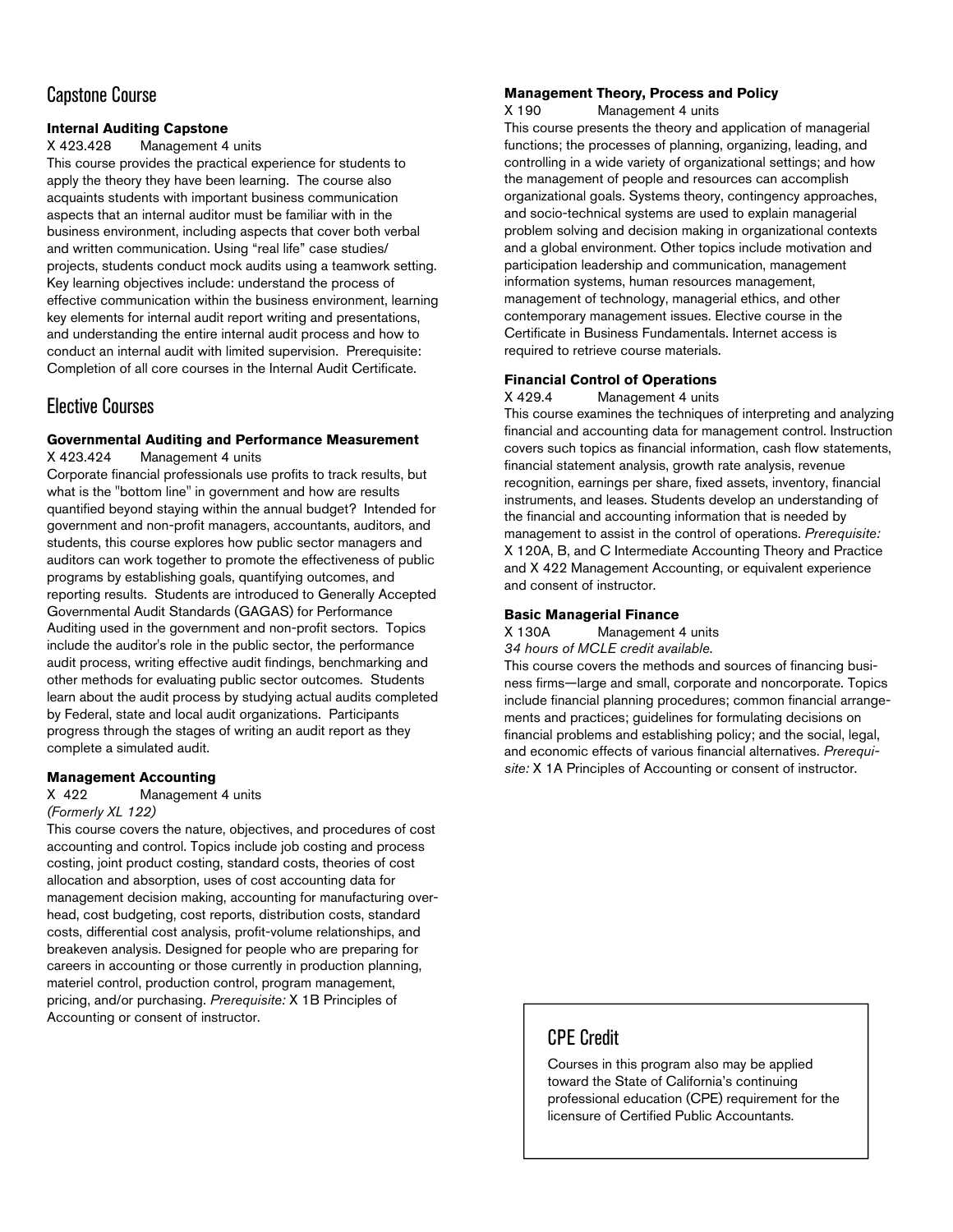## Capstone Course

**Internal Auditing Capstone**

X 423.428 Management 4 units

This course provides the practical experience for students to apply the theory they have been learning. The course also acquaints students with important business communication aspects that an internal auditor must be familiar with in the business environment, including aspects that cover both verbal and written communication. Using "real life" case studies/projects, students conduct mock audits using a teamwork setting. Key learning objectives include: understand the process of effective communication within the business environment, learning key elements for internal audit report writing and presentations, and understanding the entire internal audit process and how to conduct an internal audit with limited supervision. Prerequisite: Completion of all core courses in the Internal Audit Certificate.

## Elective Courses

**Governmental Auditing and Performance Measurement**

X 423.424 Management 4 units

Corporate financial professionals use profits to track results, but what is the "bottom line" in government and how are results quantified beyond staying within the annual budget? Intended for government and non-profit managers, accountants, auditors, and students, this course explores how public sector managers and auditors can work together to promote the effectiveness of public programs by establishing goals, quantifying outcomes, and reporting results. Students are introduced to Generally Accepted Governmental Audit Standards (GAGAS) for Performance Auditing used in the government and non-profit sectors. Topics include the auditor's role in the public sector, the performance audit process, writing effective audit findings, benchmarking and other methods for evaluating public sector outcomes. Students learn about the audit process by studying actual audits completed by Federal, state and local audit organizations. Participants progress through the stages of writing an audit report as they complete a simulated audit.

**Management Accounting**

X 422 Management 4 units

*(Formerly XL 122)*

This course covers the nature, objectives, and procedures of cost accounting and control. Topics include job costing and process costing, joint product costing, standard costs, theories of cost allocation and absorption, uses of cost accounting data for management decision making, accounting for manufacturing overhead, cost budgeting, cost reports, distribution costs, standard costs, differential cost analysis, profit-volume relationships, and breakeven analysis. Designed for people who are preparing for careers in accounting or those currently in production planning, materiel control, production control, program management, pricing, and/or purchasing. *Prerequisite:* X 1B Principles of Accounting or consent of instructor.

**Management Theory, Process and Policy**

X 190 Management 4 units

This course presents the theory and application of managerial functions; the processes of planning, organizing, leading, and controlling in a wide variety of organizational settings; and how the management of people and resources can accomplish organizational goals. Systems theory, contingency approaches, and socio-technical systems are used to explain managerial problem solving and decision making in organizational contexts and a global environment. Other topics include motivation and participation leadership and communication, management information systems, human resources management, management of technology, managerial ethics, and other contemporary management issues. Elective course in the Certificate in Business Fundamentals. Internet access is required to retrieve course materials.

**Financial Control of Operations**

X 429.4 Management 4 units

This course examines the techniques of interpreting and analyzing financial and accounting data for management control. Instruction covers such topics as financial information, cash flow statements, financial statement analysis, growth rate analysis, revenue recognition, earnings per share, fixed assets, inventory, financial instruments, and leases. Students develop an understanding of the financial and accounting information that is needed by management to assist in the control of operations. *Prerequisite:* X 120A, B, and C Intermediate Accounting Theory and Practice and X 422 Management Accounting, or equivalent experience and consent of instructor.

**Basic Managerial Finance**

X 130A Management 4 units

*34 hours of MCLE credit available.*

This course covers the methods and sources of financing business firms—large and small, corporate and noncorporate. Topics include financial planning procedures; common financial arrangements and practices; guidelines for formulating decisions on financial problems and establishing policy; and the social, legal, and economic effects of various financial alternatives. *Prerequisite:* X 1A Principles of Accounting or consent of instructor.

## CPE Credit

Courses in this program also may be applied toward the State of California's continuing professional education (CPE) requirement for the licensure of Certified Public Accountants.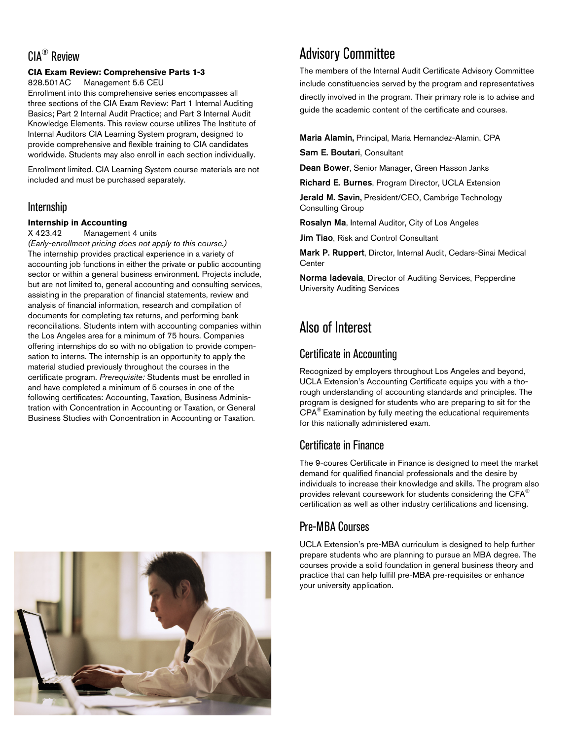## CIA® Review

**CIA Exam Review: Comprehensive Parts 1-3**
828.501AC Management 5.6 CEU
Enrollment into this comprehensive series encompasses all three sections of the CIA Exam Review: Part 1 Internal Auditing Basics; Part 2 Internal Audit Practice; and Part 3 Internal Audit Knowledge Elements. This review course utilizes The Institute of Internal Auditors CIA Learning System program, designed to provide comprehensive and flexible training to CIA candidates worldwide. Students may also enroll in each section individually.

Enrollment limited. CIA Learning System course materials are not included and must be purchased separately.

## Internship

**Internship in Accounting**
X 423.42 Management 4 units
*(Early-enrollment pricing does not apply to this course.)*
The internship provides practical experience in a variety of accounting job functions in either the private or public accounting sector or within a general business environment. Projects include, but are not limited to, general accounting and consulting services, assisting in the preparation of financial statements, review and analysis of financial information, research and compilation of documents for completing tax returns, and performing bank reconciliations. Students intern with accounting companies within the Los Angeles area for a minimum of 75 hours. Companies offering internships do so with no obligation to provide compensation to interns. The internship is an opportunity to apply the material studied previously throughout the courses in the certificate program. *Prerequisite:* Students must be enrolled in and have completed a minimum of 5 courses in one of the following certificates: Accounting, Taxation, Business Administration with Concentration in Accounting or Taxation, or General Business Studies with Concentration in Accounting or Taxation.

# Advisory Committee

The members of the Internal Audit Certificate Advisory Committee include constituencies served by the program and representatives directly involved in the program. Their primary role is to advise and guide the academic content of the certificate and courses.

**Maria Alamin,** Principal, Maria Hernandez-Alamin, CPA

**Sam E. Boutari**, Consultant

**Dean Bower**, Senior Manager, Green Hasson Janks

**Richard E. Burnes**, Program Director, UCLA Extension

**Jerald M. Savin,** President/CEO, Cambrige Technology Consulting Group

**Rosalyn Ma**, Internal Auditor, City of Los Angeles

**Jim Tiao**, Risk and Control Consultant

**Mark P. Ruppert**, Dirctor, Internal Audit, Cedars-Sinai Medical Center

**Norma Iadevaia**, Director of Auditing Services, Pepperdine University Auditing Services

# Also of Interest

## Certificate in Accounting

Recognized by employers throughout Los Angeles and beyond, UCLA Extension's Accounting Certificate equips you with a thorough understanding of accounting standards and principles. The program is designed for students who are preparing to sit for the CPA® Examination by fully meeting the educational requirements for this nationally administered exam.

## Certificate in Finance

The 9-coures Certificate in Finance is designed to meet the market demand for qualified financial professionals and the desire by individuals to increase their knowledge and skills. The program also provides relevant coursework for students considering the CFA® certification as well as other industry certifications and licensing.

## Pre-MBA Courses

UCLA Extension's pre-MBA curriculum is designed to help further prepare students who are planning to pursue an MBA degree. The courses provide a solid foundation in general business theory and practice that can help fulfill pre-MBA pre-requisites or enhance your university application.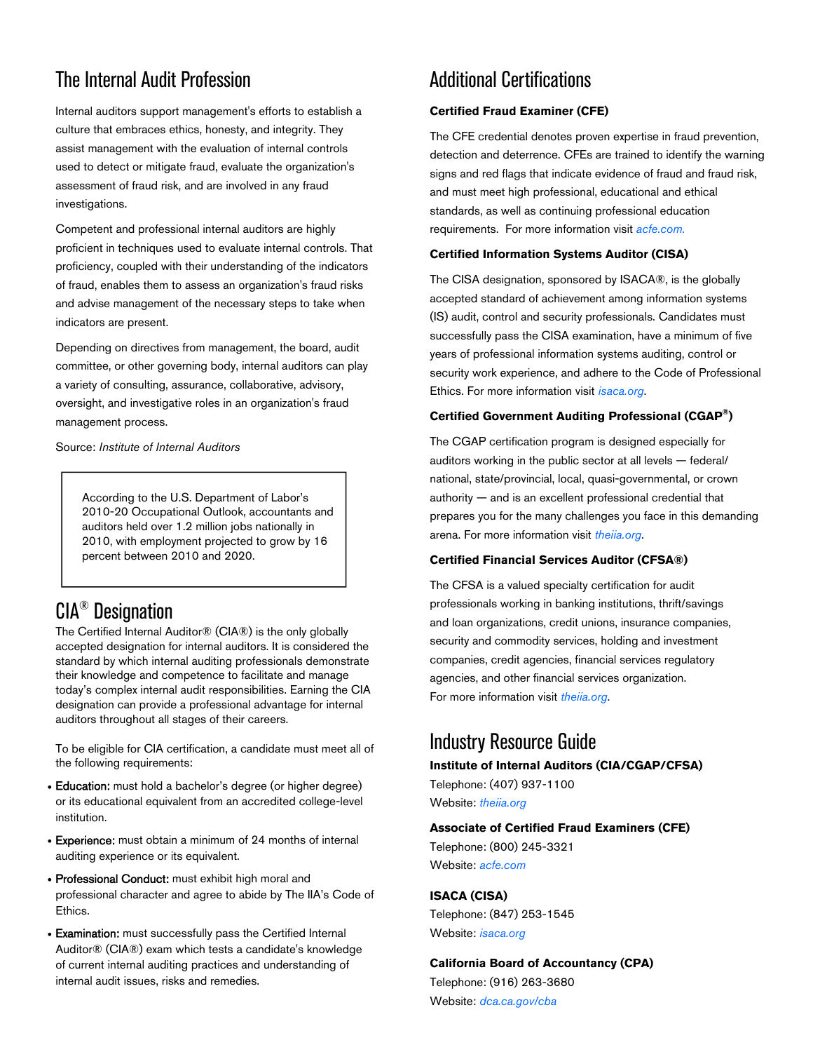## The Internal Audit Profession

Internal auditors support management's efforts to establish a culture that embraces ethics, honesty, and integrity. They assist management with the evaluation of internal controls used to detect or mitigate fraud, evaluate the organization's assessment of fraud risk, and are involved in any fraud investigations.

Competent and professional internal auditors are highly proficient in techniques used to evaluate internal controls. That proficiency, coupled with their understanding of the indicators of fraud, enables them to assess an organization's fraud risks and advise management of the necessary steps to take when indicators are present.

Depending on directives from management, the board, audit committee, or other governing body, internal auditors can play a variety of consulting, assurance, collaborative, advisory, oversight, and investigative roles in an organization's fraud management process.

Source: *Institute of Internal Auditors*

> According to the U.S. Department of Labor's 2010-20 Occupational Outlook, accountants and auditors held over 1.2 million jobs nationally in 2010, with employment projected to grow by 16 percent between 2010 and 2020.

## CIA® Designation

The Certified Internal Auditor® (CIA®) is the only globally accepted designation for internal auditors. It is considered the standard by which internal auditing professionals demonstrate their knowledge and competence to facilitate and manage today's complex internal audit responsibilities. Earning the CIA designation can provide a professional advantage for internal auditors throughout all stages of their careers.

To be eligible for CIA certification, a candidate must meet all of the following requirements:

- Education: must hold a bachelor's degree (or higher degree) or its educational equivalent from an accredited college-level institution.
- Experience: must obtain a minimum of 24 months of internal auditing experience or its equivalent.
- Professional Conduct: must exhibit high moral and professional character and agree to abide by The IIA's Code of Ethics.
- Examination: must successfully pass the Certified Internal Auditor® (CIA®) exam which tests a candidate's knowledge of current internal auditing practices and understanding of internal audit issues, risks and remedies.

## Additional Certifications

**Certified Fraud Examiner (CFE)**

The CFE credential denotes proven expertise in fraud prevention, detection and deterrence. CFEs are trained to identify the warning signs and red flags that indicate evidence of fraud and fraud risk, and must meet high professional, educational and ethical standards, as well as continuing professional education requirements. For more information visit *acfe.com.*

**Certified Information Systems Auditor (CISA)**

The CISA designation, sponsored by ISACA®, is the globally accepted standard of achievement among information systems (IS) audit, control and security professionals. Candidates must successfully pass the CISA examination, have a minimum of five years of professional information systems auditing, control or security work experience, and adhere to the Code of Professional Ethics. For more information visit *isaca.org*.

**Certified Government Auditing Professional (CGAP®)**

The CGAP certification program is designed especially for auditors working in the public sector at all levels — federal/national, state/provincial, local, quasi-governmental, or crown authority — and is an excellent professional credential that prepares you for the many challenges you face in this demanding arena. For more information visit *theiia.org*.

**Certified Financial Services Auditor (CFSA®)**

The CFSA is a valued specialty certification for audit professionals working in banking institutions, thrift/savings and loan organizations, credit unions, insurance companies, security and commodity services, holding and investment companies, credit agencies, financial services regulatory agencies, and other financial services organization. For more information visit *theiia.org*.

## Industry Resource Guide

**Institute of Internal Auditors (CIA/CGAP/CFSA)**
Telephone: (407) 937-1100
Website: *theiia.org*

**Associate of Certified Fraud Examiners (CFE)**
Telephone: (800) 245-3321
Website: *acfe.com*

**ISACA (CISA)**
Telephone: (847) 253-1545
Website: *isaca.org*

**California Board of Accountancy (CPA)**
Telephone: (916) 263-3680
Website: *dca.ca.gov/cba*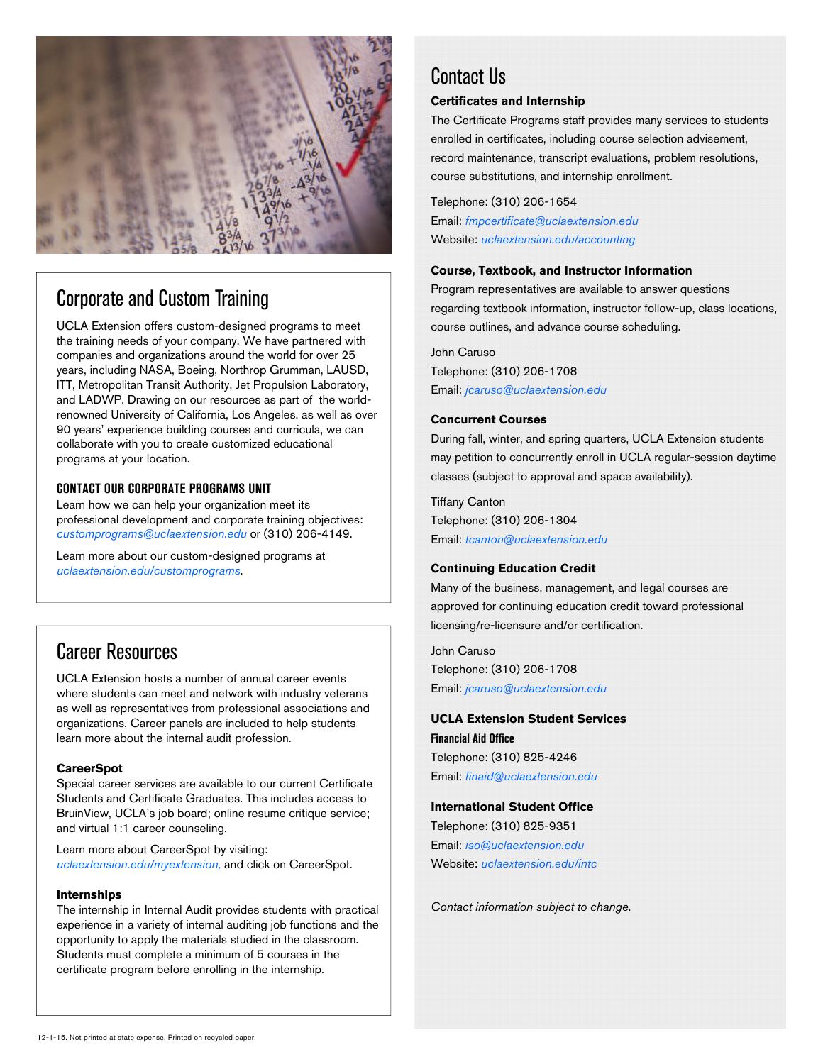## Corporate and Custom Training

UCLA Extension offers custom-designed programs to meet the training needs of your company. We have partnered with companies and organizations around the world for over 25 years, including NASA, Boeing, Northrop Grumman, LAUSD, ITT, Metropolitan Transit Authority, Jet Propulsion Laboratory, and LADWP. Drawing on our resources as part of the world-renowned University of California, Los Angeles, as well as over 90 years' experience building courses and curricula, we can collaborate with you to create customized educational programs at your location.

### CONTACT OUR CORPORATE PROGRAMS UNIT

Learn how we can help your organization meet its professional development and corporate training objectives: *custompr​ograms@uclaextension.edu* or (310) 206-4149.

Learn more about our custom-designed programs at *uclaextension.edu/customprograms*.

## Career Resources

UCLA Extension hosts a number of annual career events where students can meet and network with industry veterans as well as representatives from professional associations and organizations. Career panels are included to help students learn more about the internal audit profession.

### CareerSpot

Special career services are available to our current Certificate Students and Certificate Graduates. This includes access to BruinView, UCLA's job board; online resume critique service; and virtual 1:1 career counseling.

Learn more about CareerSpot by visiting: *uclaextension.edu/myextension,* and click on CareerSpot.

### Internships

The internship in Internal Audit provides students with practical experience in a variety of internal auditing job functions and the opportunity to apply the materials studied in the classroom. Students must complete a minimum of 5 courses in the certificate program before enrolling in the internship.

## Contact Us

### Certificates and Internship

The Certificate Programs staff provides many services to students enrolled in certificates, including course selection advisement, record maintenance, transcript evaluations, problem resolutions, course substitutions, and internship enrollment.

Telephone: (310) 206-1654
Email: *fmpcertificate@uclaextension.edu*
Website: *uclaextension.edu/accounting*

### Course, Textbook, and Instructor Information

Program representatives are available to answer questions regarding textbook information, instructor follow-up, class locations, course outlines, and advance course scheduling.

John Caruso
Telephone: (310) 206-1708
Email: *jcaruso@uclaextension.edu*

### Concurrent Courses

During fall, winter, and spring quarters, UCLA Extension students may petition to concurrently enroll in UCLA regular-session daytime classes (subject to approval and space availability).

Tiffany Canton
Telephone: (310) 206-1304
Email: *tcanton@uclaextension.edu*

### Continuing Education Credit

Many of the business, management, and legal courses are approved for continuing education credit toward professional licensing/re-licensure and/or certification.

John Caruso
Telephone: (310) 206-1708
Email: *jcaruso@uclaextension.edu*

### UCLA Extension Student Services

**Financial Aid Office**
Telephone: (310) 825-4246
Email: *finaid@uclaextension.edu*

### International Student Office

Telephone: (310) 825-9351
Email: *iso@uclaextension.edu*
Website: *uclaextension.edu/intc*

*Contact information subject to change.*

12-1-15. Not printed at state expense. Printed on recycled paper.